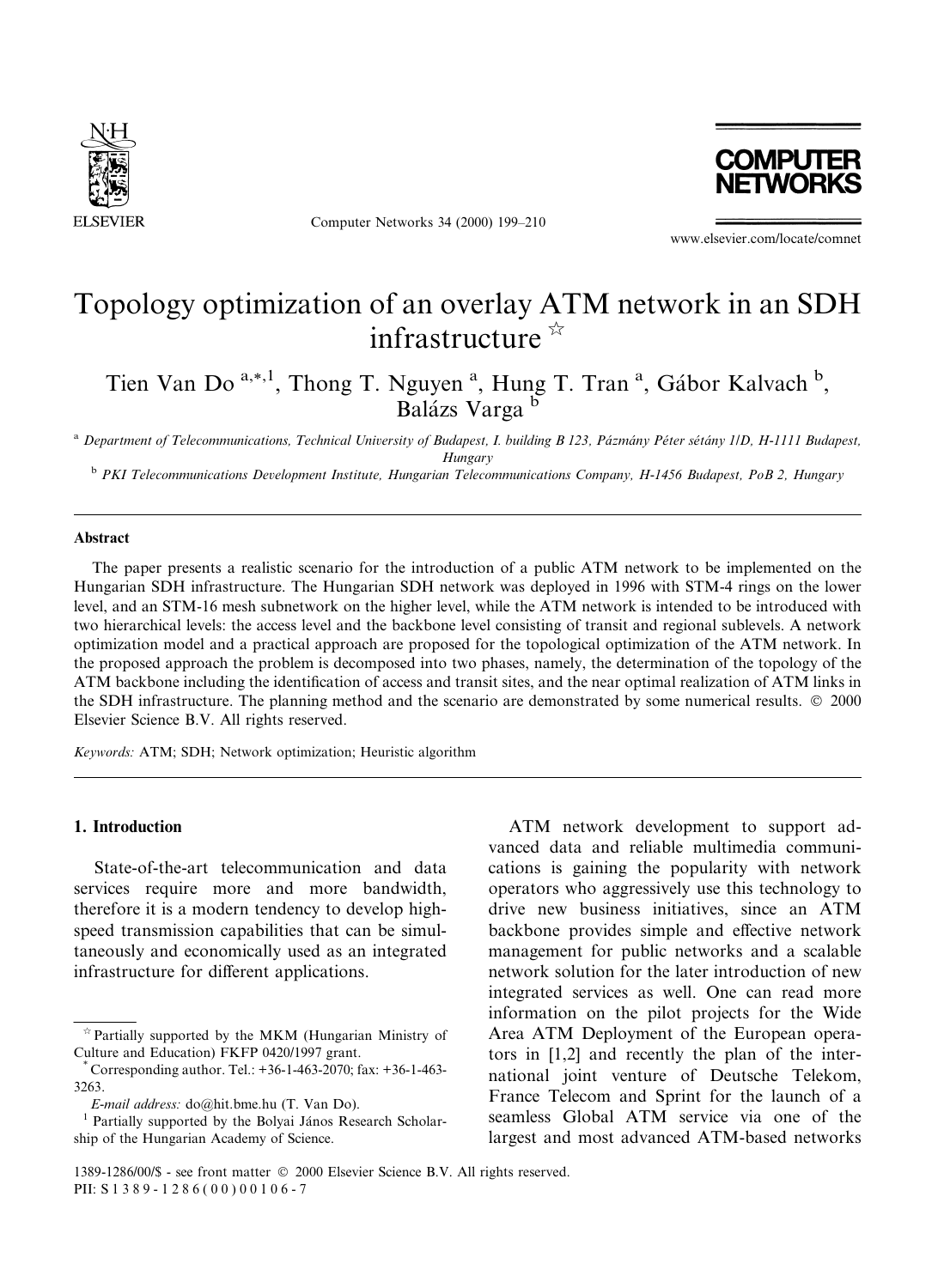# Topology optimization of an overlay ATM network in an SDH infrastructure ☆

Tien Van Do [a,*,1], Thong T. Nguyen [a], Hung T. Tran [a], Gábor Kalvach [b], Balázs Varga [b]

[a] Department of Telecommunications, Technical University of Budapest, I. building B 123, Pázmány Péter sétány 1/D, H-1111 Budapest, Hungary

[b] PKI Telecommunications Development Institute, Hungarian Telecommunications Company, H-1456 Budapest, PoB 2, Hungary

## Abstract

The paper presents a realistic scenario for the introduction of a public ATM network to be implemented on the Hungarian SDH infrastructure. The Hungarian SDH network was deployed in 1996 with STM-4 rings on the lower level, and an STM-16 mesh subnetwork on the higher level, while the ATM network is intended to be introduced with two hierarchical levels: the access level and the backbone level consisting of transit and regional sublevels. A network optimization model and a practical approach are proposed for the topological optimization of the ATM network. In the proposed approach the problem is decomposed into two phases, namely, the determination of the topology of the ATM backbone including the identification of access and transit sites, and the near optimal realization of ATM links in the SDH infrastructure. The planning method and the scenario are demonstrated by some numerical results. © 2000 Elsevier Science B.V. All rights reserved.

*Keywords:* ATM; SDH; Network optimization; Heuristic algorithm

## 1. Introduction

State-of-the-art telecommunication and data services require more and more bandwidth, therefore it is a modern tendency to develop high-speed transmission capabilities that can be simultaneously and economically used as an integrated infrastructure for different applications.

ATM network development to support advanced data and reliable multimedia communications is gaining the popularity with network operators who aggressively use this technology to drive new business initiatives, since an ATM backbone provides simple and effective network management for public networks and a scalable network solution for the later introduction of new integrated services as well. One can read more information on the pilot projects for the Wide Area ATM Deployment of the European operators in [1,2] and recently the plan of the international joint venture of Deutsche Telekom, France Telecom and Sprint for the launch of a seamless Global ATM service via one of the largest and most advanced ATM-based networks

---

☆ Partially supported by the MKM (Hungarian Ministry of Culture and Education) FKFP 0420/1997 grant.

\* Corresponding author. Tel.: +36-1-463-2070; fax: +36-1-463-3263.

*E-mail address:* do@hit.bme.hu (T. Van Do).

[1] Partially supported by the Bolyai János Research Scholarship of the Hungarian Academy of Science.

1389-1286/00/$ - see front matter © 2000 Elsevier Science B.V. All rights reserved.
PII: S 1 3 8 9 - 1 2 8 6 ( 0 0 ) 0 0 1 0 6 - 7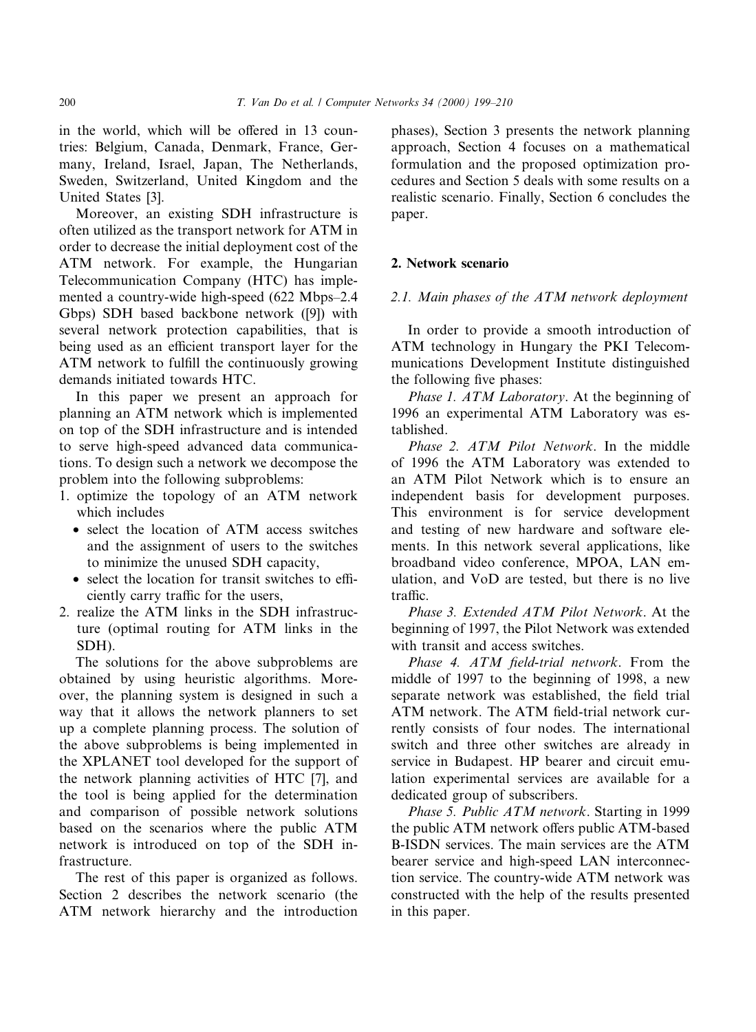in the world, which will be offered in 13 countries: Belgium, Canada, Denmark, France, Germany, Ireland, Israel, Japan, The Netherlands, Sweden, Switzerland, United Kingdom and the United States [3].

Moreover, an existing SDH infrastructure is often utilized as the transport network for ATM in order to decrease the initial deployment cost of the ATM network. For example, the Hungarian Telecommunication Company (HTC) has implemented a country-wide high-speed (622 Mbps–2.4 Gbps) SDH based backbone network ([9]) with several network protection capabilities, that is being used as an efficient transport layer for the ATM network to fulfill the continuously growing demands initiated towards HTC.

In this paper we present an approach for planning an ATM network which is implemented on top of the SDH infrastructure and is intended to serve high-speed advanced data communications. To design such a network we decompose the problem into the following subproblems:

1. optimize the topology of an ATM network which includes
   - select the location of ATM access switches and the assignment of users to the switches to minimize the unused SDH capacity,
   - select the location for transit switches to efficiently carry traffic for the users,
2. realize the ATM links in the SDH infrastructure (optimal routing for ATM links in the SDH).

The solutions for the above subproblems are obtained by using heuristic algorithms. Moreover, the planning system is designed in such a way that it allows the network planners to set up a complete planning process. The solution of the above subproblems is being implemented in the XPLANET tool developed for the support of the network planning activities of HTC [7], and the tool is being applied for the determination and comparison of possible network solutions based on the scenarios where the public ATM network is introduced on top of the SDH infrastructure.

The rest of this paper is organized as follows. Section 2 describes the network scenario (the ATM network hierarchy and the introduction phases), Section 3 presents the network planning approach, Section 4 focuses on a mathematical formulation and the proposed optimization procedures and Section 5 deals with some results on a realistic scenario. Finally, Section 6 concludes the paper.

## 2. Network scenario

### 2.1. Main phases of the ATM network deployment

In order to provide a smooth introduction of ATM technology in Hungary the PKI Telecommunications Development Institute distinguished the following five phases:

*Phase 1. ATM Laboratory*. At the beginning of 1996 an experimental ATM Laboratory was established.

*Phase 2. ATM Pilot Network*. In the middle of 1996 the ATM Laboratory was extended to an ATM Pilot Network which is to ensure an independent basis for development purposes. This environment is for service development and testing of new hardware and software elements. In this network several applications, like broadband video conference, MPOA, LAN emulation, and VoD are tested, but there is no live traffic.

*Phase 3. Extended ATM Pilot Network*. At the beginning of 1997, the Pilot Network was extended with transit and access switches.

*Phase 4. ATM field-trial network*. From the middle of 1997 to the beginning of 1998, a new separate network was established, the field trial ATM network. The ATM field-trial network currently consists of four nodes. The international switch and three other switches are already in service in Budapest. HP bearer and circuit emulation experimental services are available for a dedicated group of subscribers.

*Phase 5. Public ATM network*. Starting in 1999 the public ATM network offers public ATM-based B-ISDN services. The main services are the ATM bearer service and high-speed LAN interconnection service. The country-wide ATM network was constructed with the help of the results presented in this paper.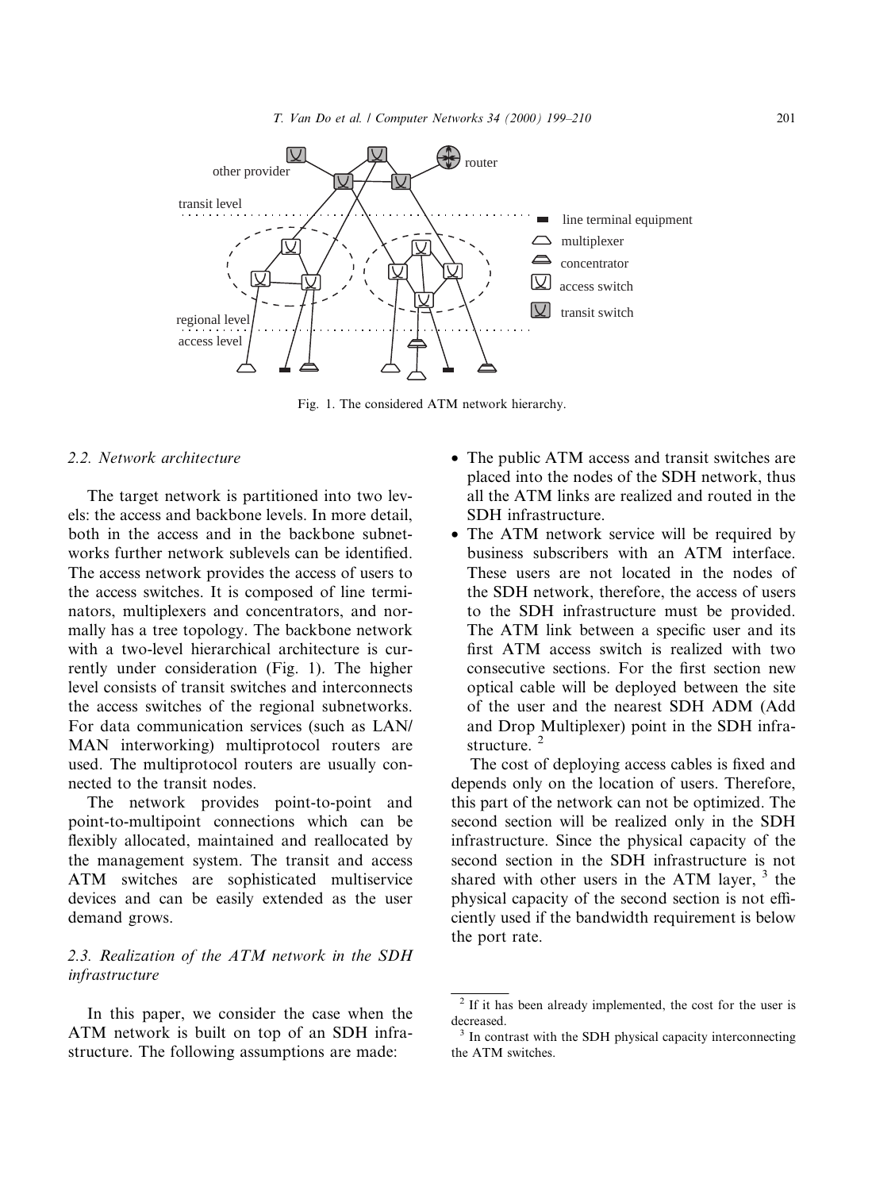Fig. 1. The considered ATM network hierarchy.

### 2.2. Network architecture

The target network is partitioned into two levels: the access and backbone levels. In more detail, both in the access and in the backbone subnetworks further network sublevels can be identified. The access network provides the access of users to the access switches. It is composed of line terminators, multiplexers and concentrators, and normally has a tree topology. The backbone network with a two-level hierarchical architecture is currently under consideration (Fig. 1). The higher level consists of transit switches and interconnects the access switches of the regional subnetworks. For data communication services (such as LAN/MAN interworking) multiprotocol routers are used. The multiprotocol routers are usually connected to the transit nodes.

The network provides point-to-point and point-to-multipoint connections which can be flexibly allocated, maintained and reallocated by the management system. The transit and access ATM switches are sophisticated multiservice devices and can be easily extended as the user demand grows.

### 2.3. Realization of the ATM network in the SDH infrastructure

In this paper, we consider the case when the ATM network is built on top of an SDH infrastructure. The following assumptions are made:

- The public ATM access and transit switches are placed into the nodes of the SDH network, thus all the ATM links are realized and routed in the SDH infrastructure.
- The ATM network service will be required by business subscribers with an ATM interface. These users are not located in the nodes of the SDH network, therefore, the access of users to the SDH infrastructure must be provided. The ATM link between a specific user and its first ATM access switch is realized with two consecutive sections. For the first section new optical cable will be deployed between the site of the user and the nearest SDH ADM (Add and Drop Multiplexer) point in the SDH infrastructure. [2]

The cost of deploying access cables is fixed and depends only on the location of users. Therefore, this part of the network can not be optimized. The second section will be realized only in the SDH infrastructure. Since the physical capacity of the second section in the SDH infrastructure is not shared with other users in the ATM layer, [3] the physical capacity of the second section is not efficiently used if the bandwidth requirement is below the port rate.

[2] If it has been already implemented, the cost for the user is decreased.

[3] In contrast with the SDH physical capacity interconnecting the ATM switches.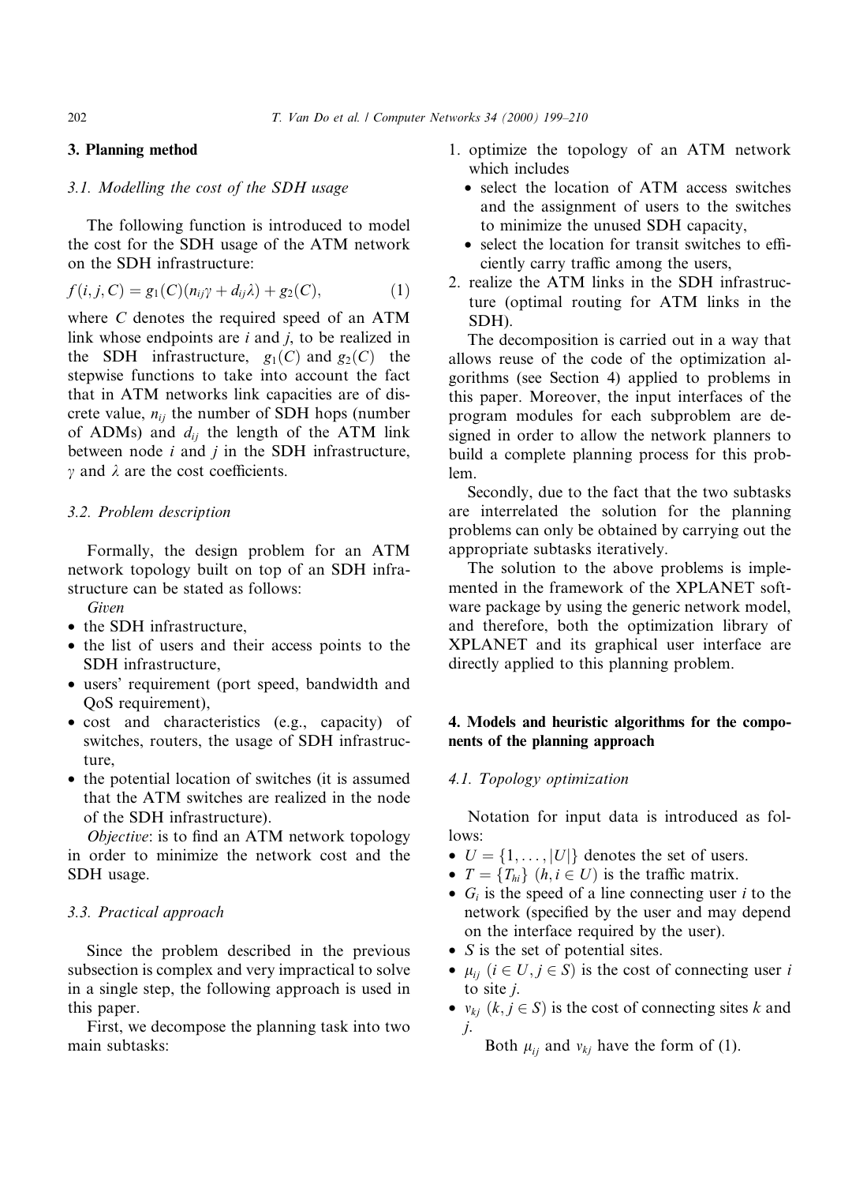## 3. Planning method

### 3.1. Modelling the cost of the SDH usage

The following function is introduced to model the cost for the SDH usage of the ATM network on the SDH infrastructure:

$$f(i, j, C) = g_1(C)(n_{ij}\gamma + d_{ij}\lambda) + g_2(C), \tag{1}$$

where $C$ denotes the required speed of an ATM link whose endpoints are $i$ and $j$, to be realized in the SDH infrastructure, $g_1(C)$ and $g_2(C)$ the stepwise functions to take into account the fact that in ATM networks link capacities are of discrete value, $n_{ij}$ the number of SDH hops (number of ADMs) and $d_{ij}$ the length of the ATM link between node $i$ and $j$ in the SDH infrastructure, $\gamma$ and $\lambda$ are the cost coefficients.

### 3.2. Problem description

Formally, the design problem for an ATM network topology built on top of an SDH infrastructure can be stated as follows:

*Given*

- the SDH infrastructure,
- the list of users and their access points to the SDH infrastructure,
- users' requirement (port speed, bandwidth and QoS requirement),
- cost and characteristics (e.g., capacity) of switches, routers, the usage of SDH infrastructure,
- the potential location of switches (it is assumed that the ATM switches are realized in the node of the SDH infrastructure).

*Objective*: is to find an ATM network topology in order to minimize the network cost and the SDH usage.

### 3.3. Practical approach

Since the problem described in the previous subsection is complex and very impractical to solve in a single step, the following approach is used in this paper.

First, we decompose the planning task into two main subtasks:

1. optimize the topology of an ATM network which includes
   - select the location of ATM access switches and the assignment of users to the switches to minimize the unused SDH capacity,
   - select the location for transit switches to efficiently carry traffic among the users,
2. realize the ATM links in the SDH infrastructure (optimal routing for ATM links in the SDH).

The decomposition is carried out in a way that allows reuse of the code of the optimization algorithms (see Section 4) applied to problems in this paper. Moreover, the input interfaces of the program modules for each subproblem are designed in order to allow the network planners to build a complete planning process for this problem.

Secondly, due to the fact that the two subtasks are interrelated the solution for the planning problems can only be obtained by carrying out the appropriate subtasks iteratively.

The solution to the above problems is implemented in the framework of the XPLANET software package by using the generic network model, and therefore, both the optimization library of XPLANET and its graphical user interface are directly applied to this planning problem.

## 4. Models and heuristic algorithms for the components of the planning approach

### 4.1. Topology optimization

Notation for input data is introduced as follows:

- $U = \{1, \ldots, |U|\}$ denotes the set of users.
- $T = \{T_{hi}\}$ $(h, i \in U)$ is the traffic matrix.
- $G_i$ is the speed of a line connecting user $i$ to the network (specified by the user and may depend on the interface required by the user).
- $S$ is the set of potential sites.
- $\mu_{ij}$ $(i \in U, j \in S)$ is the cost of connecting user $i$ to site $j$.
- $v_{kj}$ $(k, j \in S)$ is the cost of connecting sites $k$ and $j$.

  Both $\mu_{ij}$ and $v_{kj}$ have the form of (1).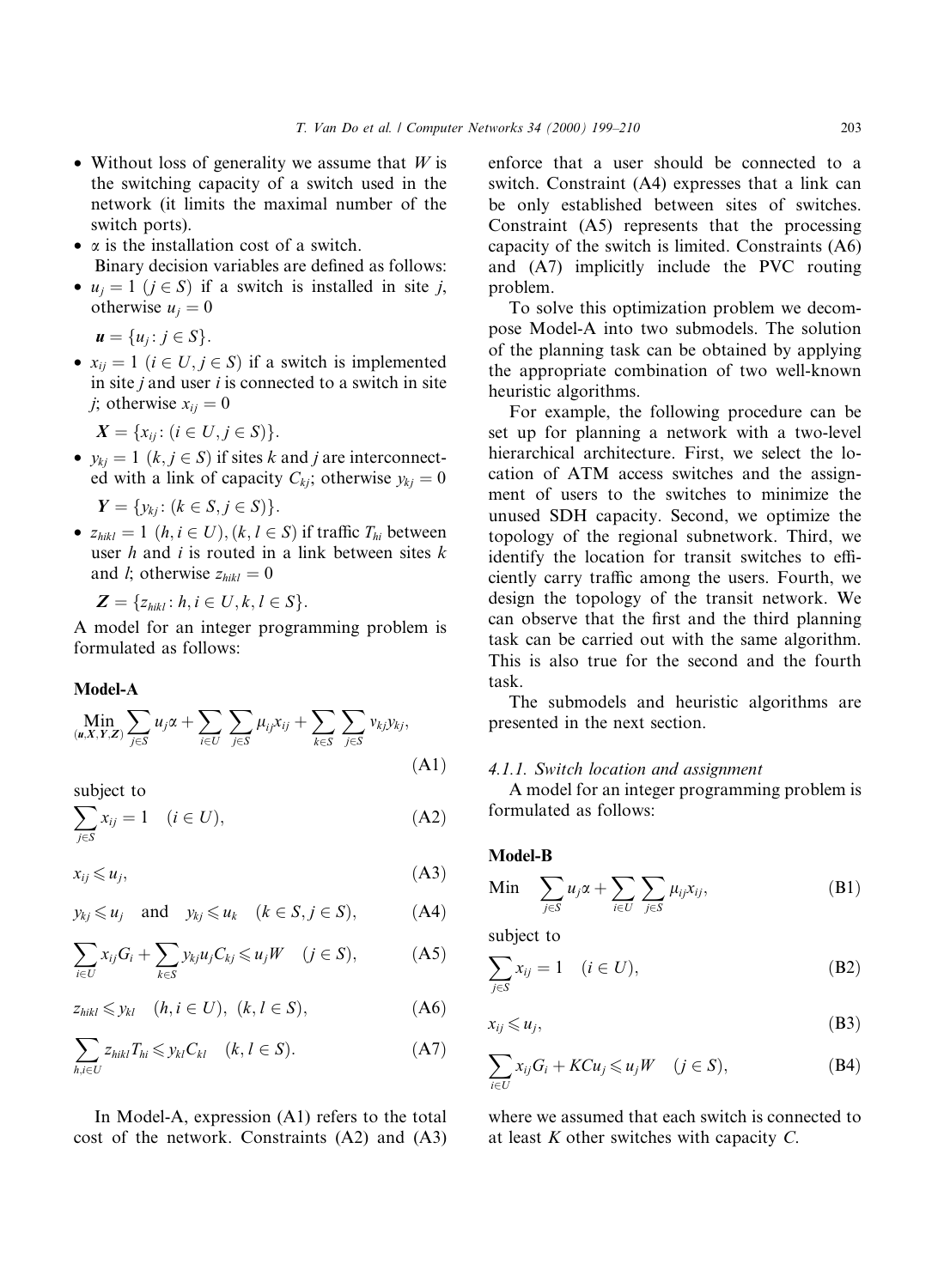- Without loss of generality we assume that $W$ is the switching capacity of a switch used in the network (it limits the maximal number of the switch ports).
- $\alpha$ is the installation cost of a switch.

Binary decision variables are defined as follows:

- $u_j = 1$ $(j \in S)$ if a switch is installed in site $j$, otherwise $u_j = 0$

  $\boldsymbol{u} = \{u_j : j \in S\}$.

- $x_{ij} = 1$ $(i \in U, j \in S)$ if a switch is implemented in site $j$ and user $i$ is connected to a switch in site $j$; otherwise $x_{ij} = 0$

  $\boldsymbol{X} = \{x_{ij} : (i \in U, j \in S)\}$.

- $y_{kj} = 1$ $(k, j \in S)$ if sites $k$ and $j$ are interconnected with a link of capacity $C_{kj}$; otherwise $y_{kj} = 0$

  $\boldsymbol{Y} = \{y_{kj} : (k \in S, j \in S)\}$.

- $z_{hikl} = 1$ $(h, i \in U), (k, l \in S)$ if traffic $T_{hi}$ between user $h$ and $i$ is routed in a link between sites $k$ and $l$; otherwise $z_{hikl} = 0$

  $\boldsymbol{Z} = \{z_{hikl} : h, i \in U, k, l \in S\}$.

A model for an integer programming problem is formulated as follows:

**Model-A**

$$\min_{(\boldsymbol{u},\boldsymbol{X},\boldsymbol{Y},\boldsymbol{Z})} \sum_{j \in S} u_j \alpha + \sum_{i \in U} \sum_{j \in S} \mu_{ij} x_{ij} + \sum_{k \in S} \sum_{j \in S} v_{kj} y_{kj}, \tag{A1}$$

subject to

$$\sum_{j \in S} x_{ij} = 1 \quad (i \in U), \tag{A2}$$

$$x_{ij} \leqslant u_j, \tag{A3}$$

$$y_{kj} \leqslant u_j \quad \text{and} \quad y_{kj} \leqslant u_k \quad (k \in S, j \in S), \tag{A4}$$

$$\sum_{i \in U} x_{ij} G_i + \sum_{k \in S} y_{kj} u_j C_{kj} \leqslant u_j W \quad (j \in S), \tag{A5}$$

$$z_{hikl} \leqslant y_{kl} \quad (h, i \in U), \ (k, l \in S), \tag{A6}$$

$$\sum_{h,i \in U} z_{hikl} T_{hi} \leqslant y_{kl} C_{kl} \quad (k, l \in S). \tag{A7}$$

In Model-A, expression (A1) refers to the total cost of the network. Constraints (A2) and (A3) enforce that a user should be connected to a switch. Constraint (A4) expresses that a link can be only established between sites of switches. Constraint (A5) represents that the processing capacity of the switch is limited. Constraints (A6) and (A7) implicitly include the PVC routing problem.

To solve this optimization problem we decompose Model-A into two submodels. The solution of the planning task can be obtained by applying the appropriate combination of two well-known heuristic algorithms.

For example, the following procedure can be set up for planning a network with a two-level hierarchical architecture. First, we select the location of ATM access switches and the assignment of users to the switches to minimize the unused SDH capacity. Second, we optimize the topology of the regional subnetwork. Third, we identify the location for transit switches to efficiently carry traffic among the users. Fourth, we design the topology of the transit network. We can observe that the first and the third planning task can be carried out with the same algorithm. This is also true for the second and the fourth task.

The submodels and heuristic algorithms are presented in the next section.

#### *4.1.1. Switch location and assignment*

A model for an integer programming problem is formulated as follows:

**Model-B**

$$\text{Min} \quad \sum_{j \in S} u_j \alpha + \sum_{i \in U} \sum_{j \in S} \mu_{ij} x_{ij}, \tag{B1}$$

subject to

$$\sum_{j \in S} x_{ij} = 1 \quad (i \in U), \tag{B2}$$

$$x_{ij} \leqslant u_j, \tag{B3}$$

$$\sum_{i \in U} x_{ij} G_i + KC u_j \leqslant u_j W \quad (j \in S), \tag{B4}$$

where we assumed that each switch is connected to at least $K$ other switches with capacity $C$.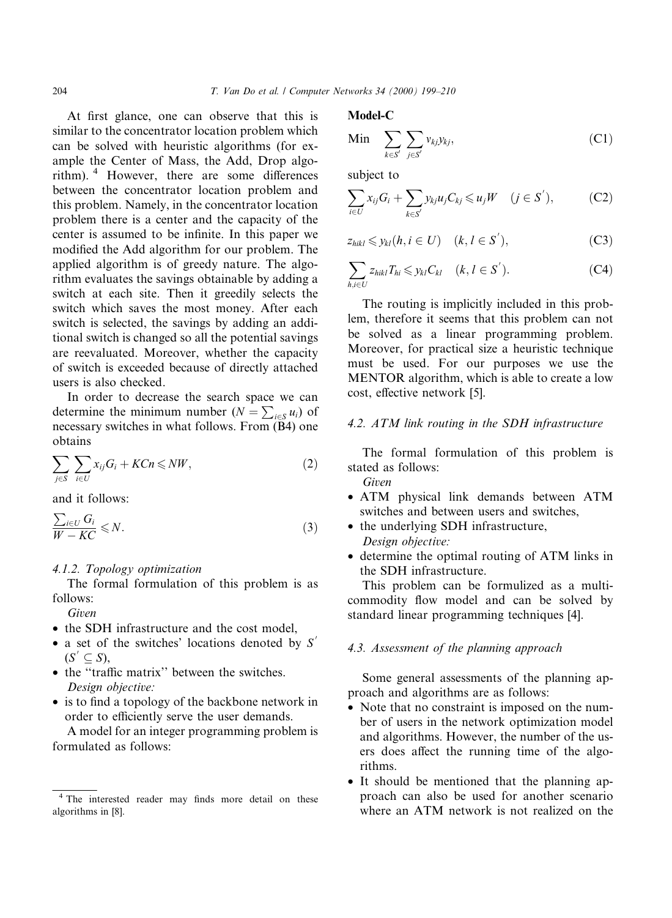At first glance, one can observe that this is similar to the concentrator location problem which can be solved with heuristic algorithms (for example the Center of Mass, the Add, Drop algorithm). [4] However, there are some differences between the concentrator location problem and this problem. Namely, in the concentrator location problem there is a center and the capacity of the center is assumed to be infinite. In this paper we modified the Add algorithm for our problem. The applied algorithm is of greedy nature. The algorithm evaluates the savings obtainable by adding a switch at each site. Then it greedily selects the switch which saves the most money. After each switch is selected, the savings by adding an additional switch is changed so all the potential savings are reevaluated. Moreover, whether the capacity of switch is exceeded because of directly attached users is also checked.

In order to decrease the search space we can determine the minimum number ($N = \sum_{i \in S} u_i$) of necessary switches in what follows. From (B4) one obtains

$$\sum_{j \in S} \sum_{i \in U} x_{ij} G_i + KCn \leqslant NW, \tag{2}$$

and it follows:

$$\frac{\sum_{i \in U} G_i}{W - KC} \leqslant N. \tag{3}$$

#### 4.1.2. Topology optimization

The formal formulation of this problem is as follows:

*Given*

- the SDH infrastructure and the cost model,
- a set of the switches' locations denoted by $S'$ ($S' \subseteq S$),
- the "traffic matrix" between the switches.

*Design objective:*

- is to find a topology of the backbone network in order to efficiently serve the user demands.

A model for an integer programming problem is formulated as follows:

**Model-C**

$$\text{Min} \quad \sum_{k \in S'} \sum_{j \in S'} v_{kj} y_{kj}, \tag{C1}$$

subject to

$$\sum_{i \in U} x_{ij} G_i + \sum_{k \in S'} y_{kj} u_j C_{kj} \leqslant u_j W \quad (j \in S'), \tag{C2}$$

$$z_{hikl} \leqslant y_{kl} (h, i \in U) \quad (k, l \in S'), \tag{C3}$$

$$\sum_{h,i \in U} z_{hikl} T_{hi} \leqslant y_{kl} C_{kl} \quad (k, l \in S'). \tag{C4}$$

The routing is implicitly included in this problem, therefore it seems that this problem can not be solved as a linear programming problem. Moreover, for practical size a heuristic technique must be used. For our purposes we use the MENTOR algorithm, which is able to create a low cost, effective network [5].

### 4.2. ATM link routing in the SDH infrastructure

The formal formulation of this problem is stated as follows:

*Given*

- ATM physical link demands between ATM switches and between users and switches,
- the underlying SDH infrastructure,

*Design objective:*

- determine the optimal routing of ATM links in the SDH infrastructure.

This problem can be formulized as a multicommodity flow model and can be solved by standard linear programming techniques [4].

### 4.3. Assessment of the planning approach

Some general assessments of the planning approach and algorithms are as follows:

- Note that no constraint is imposed on the number of users in the network optimization model and algorithms. However, the number of the users does affect the running time of the algorithms.
- It should be mentioned that the planning approach can also be used for another scenario where an ATM network is not realized on the

[4] The interested reader may finds more detail on these algorithms in [8].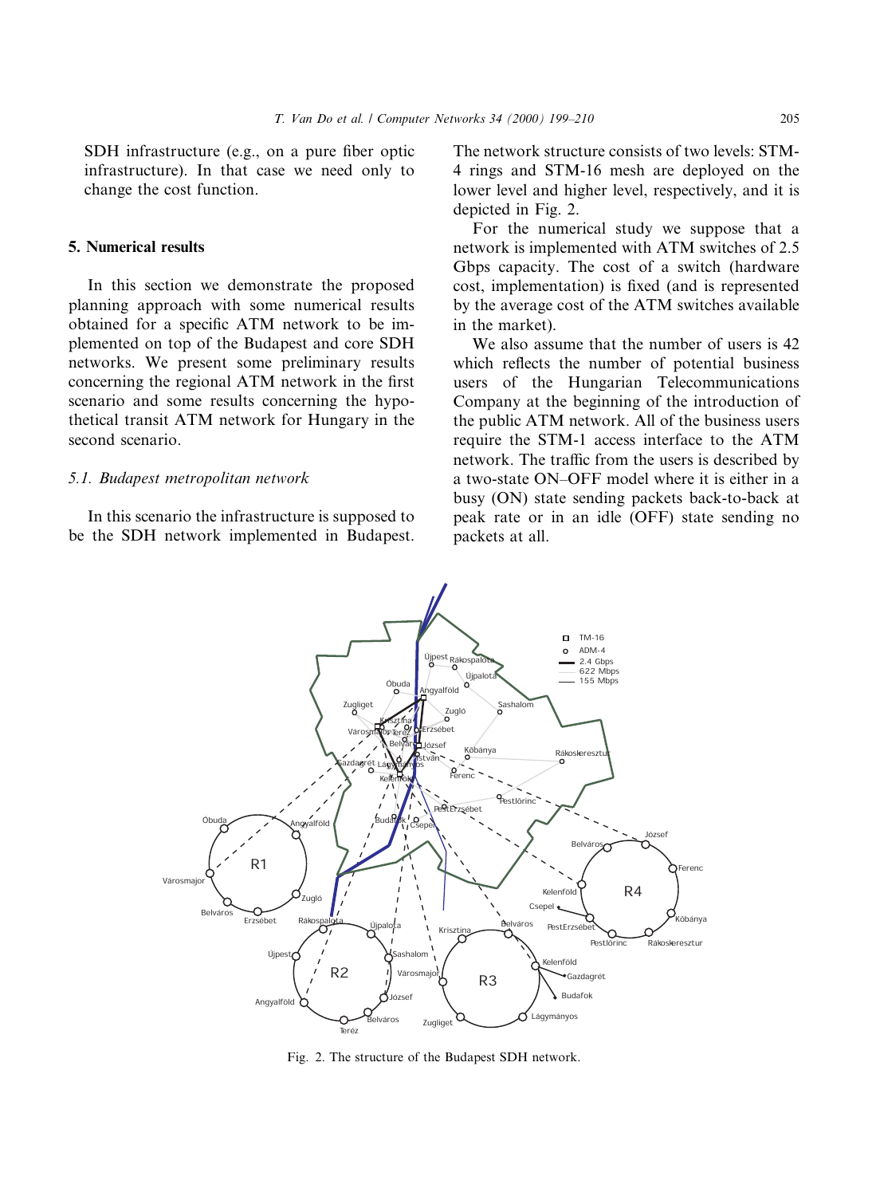SDH infrastructure (e.g., on a pure fiber optic infrastructure). In that case we need only to change the cost function.

## 5. Numerical results

In this section we demonstrate the proposed planning approach with some numerical results obtained for a specific ATM network to be implemented on top of the Budapest and core SDH networks. We present some preliminary results concerning the regional ATM network in the first scenario and some results concerning the hypothetical transit ATM network for Hungary in the second scenario.

### 5.1. Budapest metropolitan network

In this scenario the infrastructure is supposed to be the SDH network implemented in Budapest. The network structure consists of two levels: STM-4 rings and STM-16 mesh are deployed on the lower level and higher level, respectively, and it is depicted in Fig. 2.

For the numerical study we suppose that a network is implemented with ATM switches of 2.5 Gbps capacity. The cost of a switch (hardware cost, implementation) is fixed (and is represented by the average cost of the ATM switches available in the market).

We also assume that the number of users is 42 which reflects the number of potential business users of the Hungarian Telecommunications Company at the beginning of the introduction of the public ATM network. All of the business users require the STM-1 access interface to the ATM network. The traffic from the users is described by a two-state ON–OFF model where it is either in a busy (ON) state sending packets back-to-back at peak rate or in an idle (OFF) state sending no packets at all.

Fig. 2. The structure of the Budapest SDH network.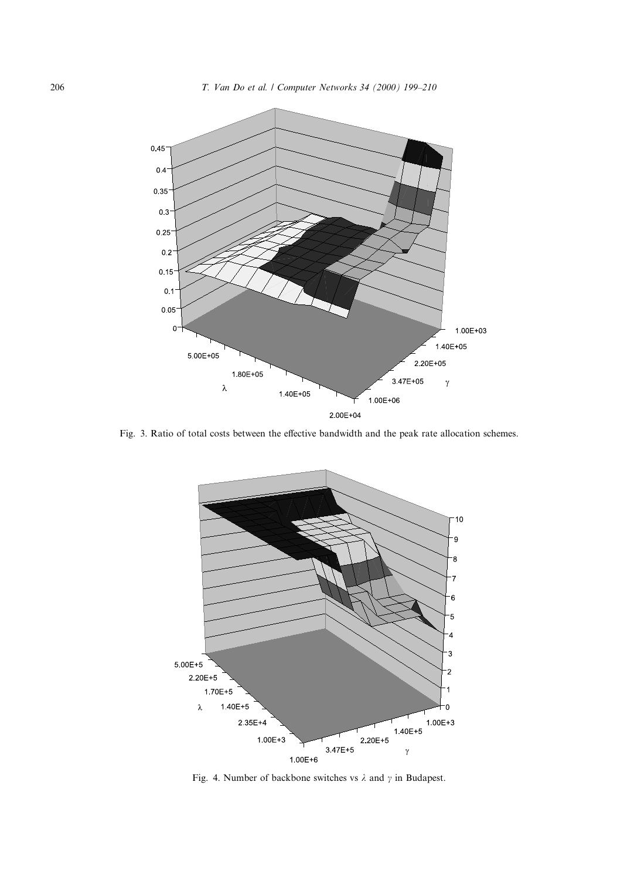Fig. 3. Ratio of total costs between the effective bandwidth and the peak rate allocation schemes.

Fig. 4. Number of backbone switches vs $\lambda$ and $\gamma$ in Budapest.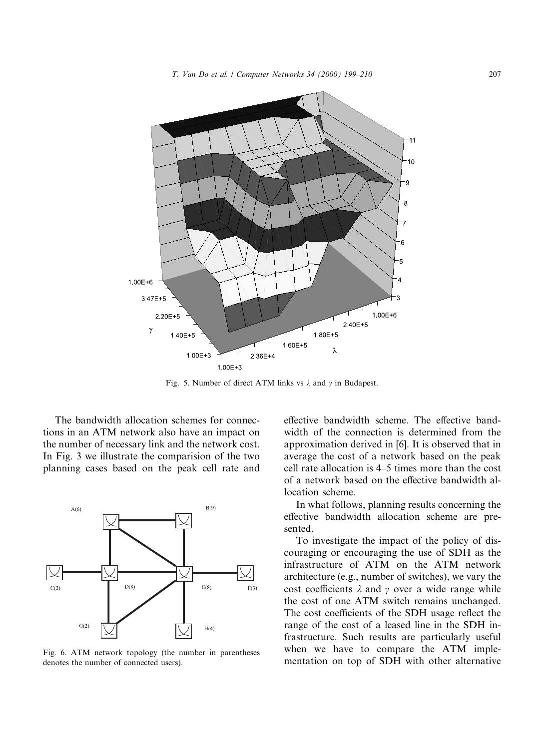Fig. 5. Number of direct ATM links vs $\lambda$ and $\gamma$ in Budapest.

The bandwidth allocation schemes for connections in an ATM network also have an impact on the number of necessary link and the network cost. In Fig. 3 we illustrate the comparision of the two planning cases based on the peak cell rate and effective bandwidth scheme. The effective bandwidth of the connection is determined from the approximation derived in [6]. It is observed that in average the cost of a network based on the peak cell rate allocation is 4–5 times more than the cost of a network based on the effective bandwidth allocation scheme.

Fig. 6. ATM network topology (the number in parentheses denotes the number of connected users).

In what follows, planning results concerning the effective bandwidth allocation scheme are presented.

To investigate the impact of the policy of discouraging or encouraging the use of SDH as the infrastructure of ATM on the ATM network architecture (e.g., number of switches), we vary the cost coefficients $\lambda$ and $\gamma$ over a wide range while the cost of one ATM switch remains unchanged. The cost coefficients of the SDH usage reflect the range of the cost of a leased line in the SDH infrastructure. Such results are particularly useful when we have to compare the ATM implementation on top of SDH with other alternative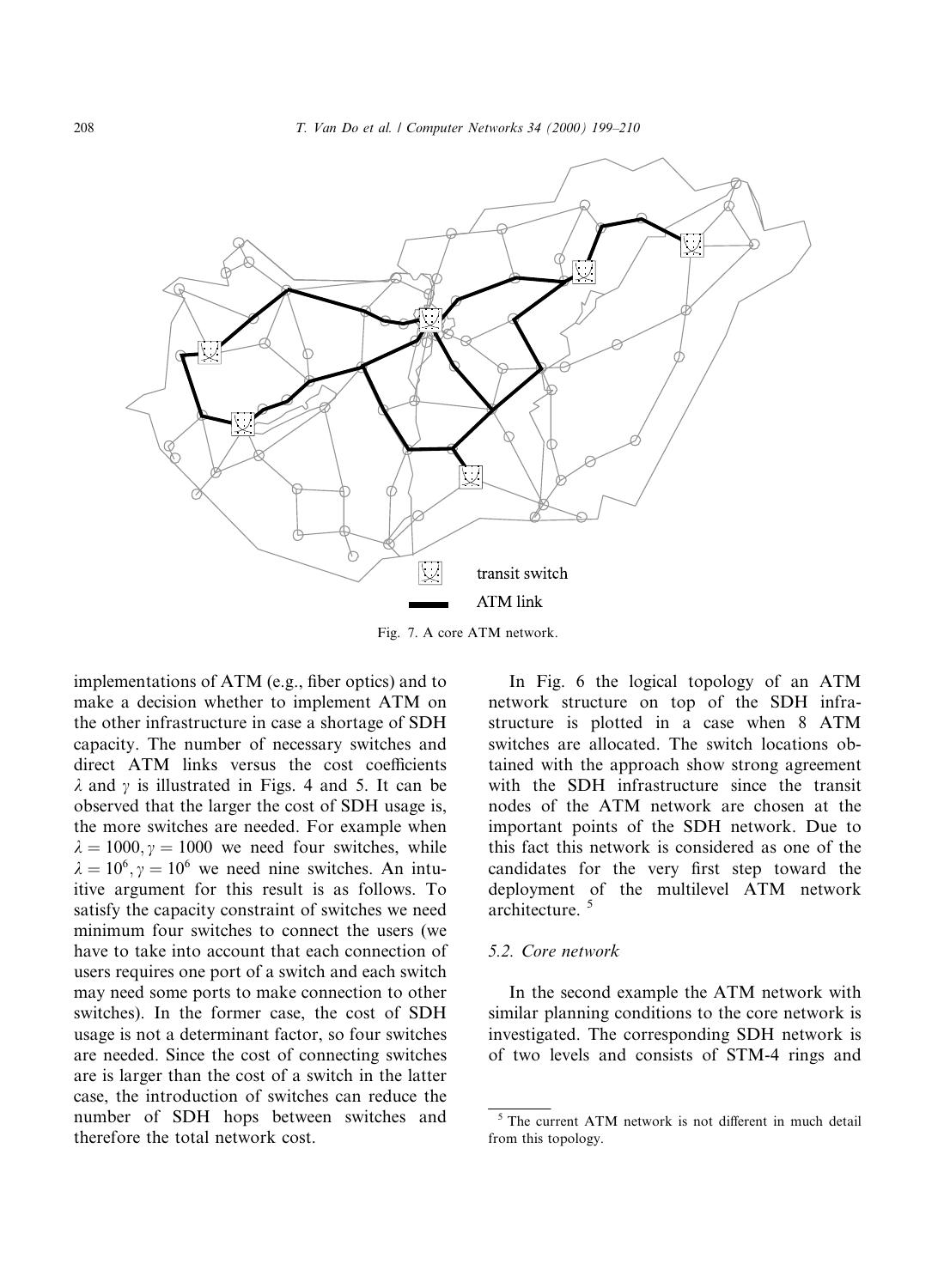Fig. 7. A core ATM network.

implementations of ATM (e.g., fiber optics) and to make a decision whether to implement ATM on the other infrastructure in case a shortage of SDH capacity. The number of necessary switches and direct ATM links versus the cost coefficients $\lambda$ and $\gamma$ is illustrated in Figs. 4 and 5. It can be observed that the larger the cost of SDH usage is, the more switches are needed. For example when $\lambda = 1000, \gamma = 1000$ we need four switches, while $\lambda = 10^6, \gamma = 10^6$ we need nine switches. An intuitive argument for this result is as follows. To satisfy the capacity constraint of switches we need minimum four switches to connect the users (we have to take into account that each connection of users requires one port of a switch and each switch may need some ports to make connection to other switches). In the former case, the cost of SDH usage is not a determinant factor, so four switches are needed. Since the cost of connecting switches are is larger than the cost of a switch in the latter case, the introduction of switches can reduce the number of SDH hops between switches and therefore the total network cost.

In Fig. 6 the logical topology of an ATM network structure on top of the SDH infrastructure is plotted in a case when 8 ATM switches are allocated. The switch locations obtained with the approach show strong agreement with the SDH infrastructure since the transit nodes of the ATM network are chosen at the important points of the SDH network. Due to this fact this network is considered as one of the candidates for the very first step toward the deployment of the multilevel ATM network architecture. [5]

### 5.2. Core network

In the second example the ATM network with similar planning conditions to the core network is investigated. The corresponding SDH network is of two levels and consists of STM-4 rings and

[5] The current ATM network is not different in much detail from this topology.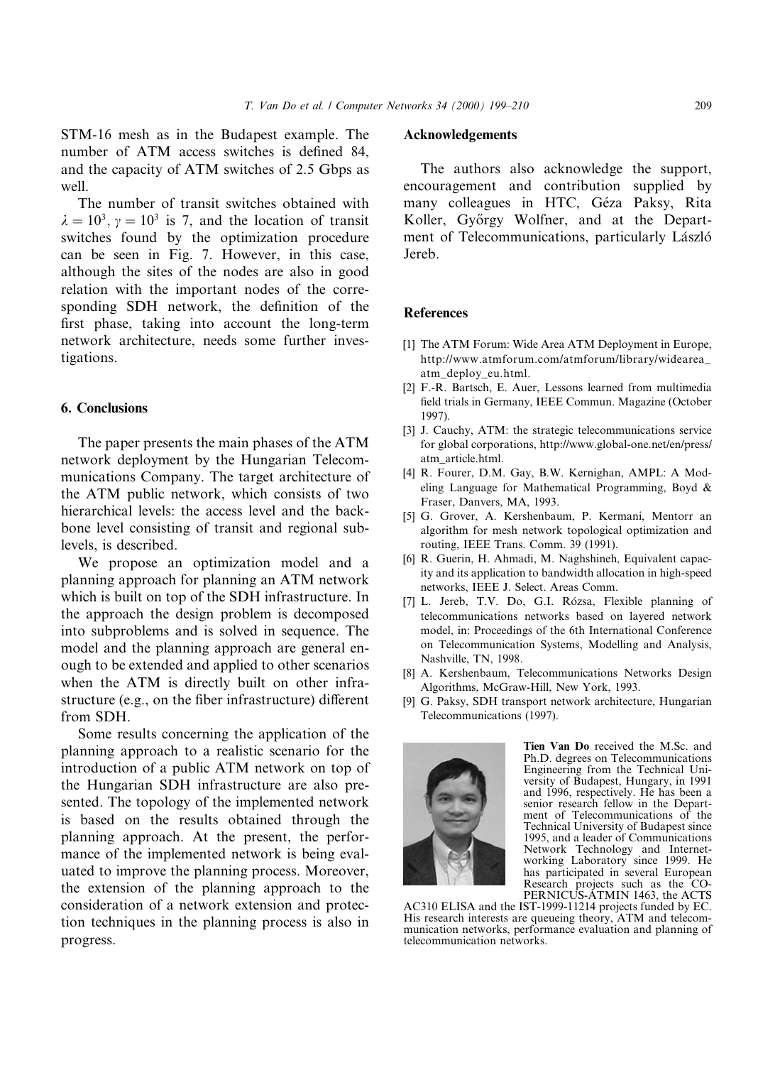STM-16 mesh as in the Budapest example. The number of ATM access switches is defined 84, and the capacity of ATM switches of 2.5 Gbps as well.

The number of transit switches obtained with $\lambda = 10^3$, $\gamma = 10^3$ is 7, and the location of transit switches found by the optimization procedure can be seen in Fig. 7. However, in this case, although the sites of the nodes are also in good relation with the important nodes of the corresponding SDH network, the definition of the first phase, taking into account the long-term network architecture, needs some further investigations.

## 6. Conclusions

The paper presents the main phases of the ATM network deployment by the Hungarian Telecommunications Company. The target architecture of the ATM public network, which consists of two hierarchical levels: the access level and the backbone level consisting of transit and regional sublevels, is described.

We propose an optimization model and a planning approach for planning an ATM network which is built on top of the SDH infrastructure. In the approach the design problem is decomposed into subproblems and is solved in sequence. The model and the planning approach are general enough to be extended and applied to other scenarios when the ATM is directly built on other infrastructure (e.g., on the fiber infrastructure) different from SDH.

Some results concerning the application of the planning approach to a realistic scenario for the introduction of a public ATM network on top of the Hungarian SDH infrastructure are also presented. The topology of the implemented network is based on the results obtained through the planning approach. At the present, the performance of the implemented network is being evaluated to improve the planning process. Moreover, the extension of the planning approach to the consideration of a network extension and protection techniques in the planning process is also in progress.

## Acknowledgements

The authors also acknowledge the support, encouragement and contribution supplied by many colleagues in HTC, Géza Paksy, Rita Koller, György Wolfner, and at the Department of Telecommunications, particularly László Jereb.

## References

[1] The ATM Forum: Wide Area ATM Deployment in Europe, http://www.atmforum.com/atmforum/library/widearea_atm_deploy_eu.html.

[2] F.-R. Bartsch, E. Auer, Lessons learned from multimedia field trials in Germany, IEEE Commun. Magazine (October 1997).

[3] J. Cauchy, ATM: the strategic telecommunications service for global corporations, http://www.global-one.net/en/press/atm_article.html.

[4] R. Fourer, D.M. Gay, B.W. Kernighan, AMPL: A Modeling Language for Mathematical Programming, Boyd & Fraser, Danvers, MA, 1993.

[5] G. Grover, A. Kershenbaum, P. Kermani, Mentorr an algorithm for mesh network topological optimization and routing, IEEE Trans. Comm. 39 (1991).

[6] R. Guerin, H. Ahmadi, M. Naghshineh, Equivalent capacity and its application to bandwidth allocation in high-speed networks, IEEE J. Select. Areas Comm.

[7] L. Jereb, T.V. Do, G.I. Rózsa, Flexible planning of telecommunications networks based on layered network model, in: Proceedings of the 6th International Conference on Telecommunication Systems, Modelling and Analysis, Nashville, TN, 1998.

[8] A. Kershenbaum, Telecommunications Networks Design Algorithms, McGraw-Hill, New York, 1993.

[9] G. Paksy, SDH transport network architecture, Hungarian Telecommunications (1997).

**Tien Van Do** received the M.Sc. and Ph.D. degrees on Telecommunications Engineering from the Technical University of Budapest, Hungary, in 1991 and 1996, respectively. He has been a senior research fellow in the Department of Telecommunications of the Technical University of Budapest since 1995, and a leader of Communications Network Technology and Internetworking Laboratory since 1999. He has participated in several European Research projects such as the COPERNICUS-ATMIN 1463, the ACTS AC310 ELISA and the IST-1999-11214 projects funded by EC. His research interests are queueing theory, ATM and telecommunication networks, performance evaluation and planning of telecommunication networks.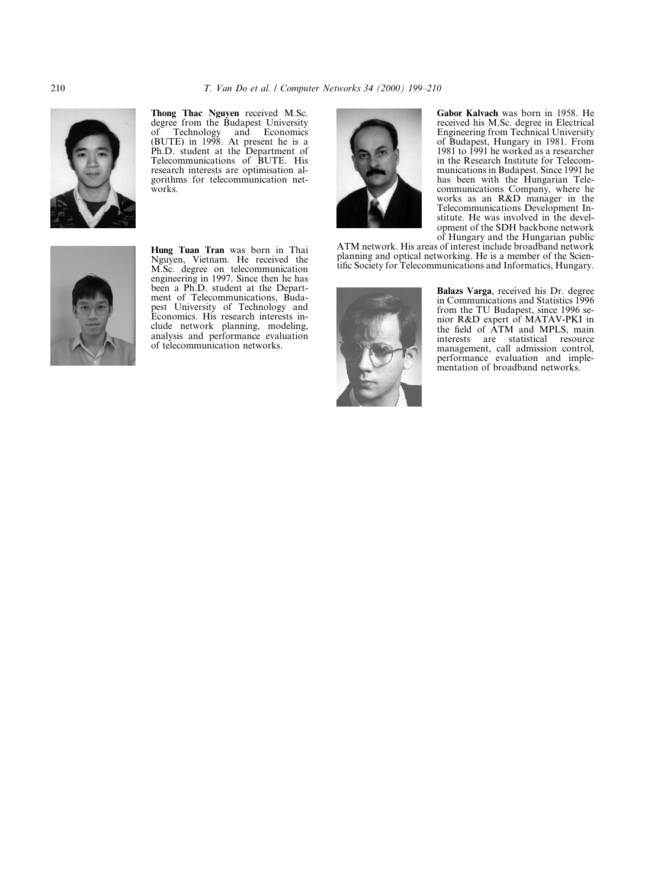**Thong Thac Nguyen** received M.Sc. degree from the Budapest University of Technology and Economics (BUTE) in 1998. At present he is a Ph.D. student at the Department of Telecommunications of BUTE. His research interests are optimisation algorithms for telecommunication networks.

**Hung Tuan Tran** was born in Thai Nguyen, Vietnam. He received the M.Sc. degree on telecommunication engineering in 1997. Since then he has been a Ph.D. student at the Department of Telecommunications, Budapest University of Technology and Economics. His research interests include network planning, modeling, analysis and performance evaluation of telecommunication networks.

**Gabor Kalvach** was born in 1958. He received his M.Sc. degree in Electrical Engineering from Technical University of Budapest, Hungary in 1981. From 1981 to 1991 he worked as a researcher in the Research Institute for Telecommunications in Budapest. Since 1991 he has been with the Hungarian Telecommunications Company, where he works as an R&D manager in the Telecommunications Development Institute. He was involved in the development of the SDH backbone network of Hungary and the Hungarian public ATM network. His areas of interest include broadband network planning and optical networking. He is a member of the Scientific Society for Telecommunications and Informatics, Hungary.

**Balazs Varga**, received his Dr. degree in Communications and Statistics 1996 from the TU Budapest, since 1996 senior R&D expert of MATAV-PKI in the field of ATM and MPLS, main interests are statistical resource management, call admission control, performance evaluation and implementation of broadband networks.